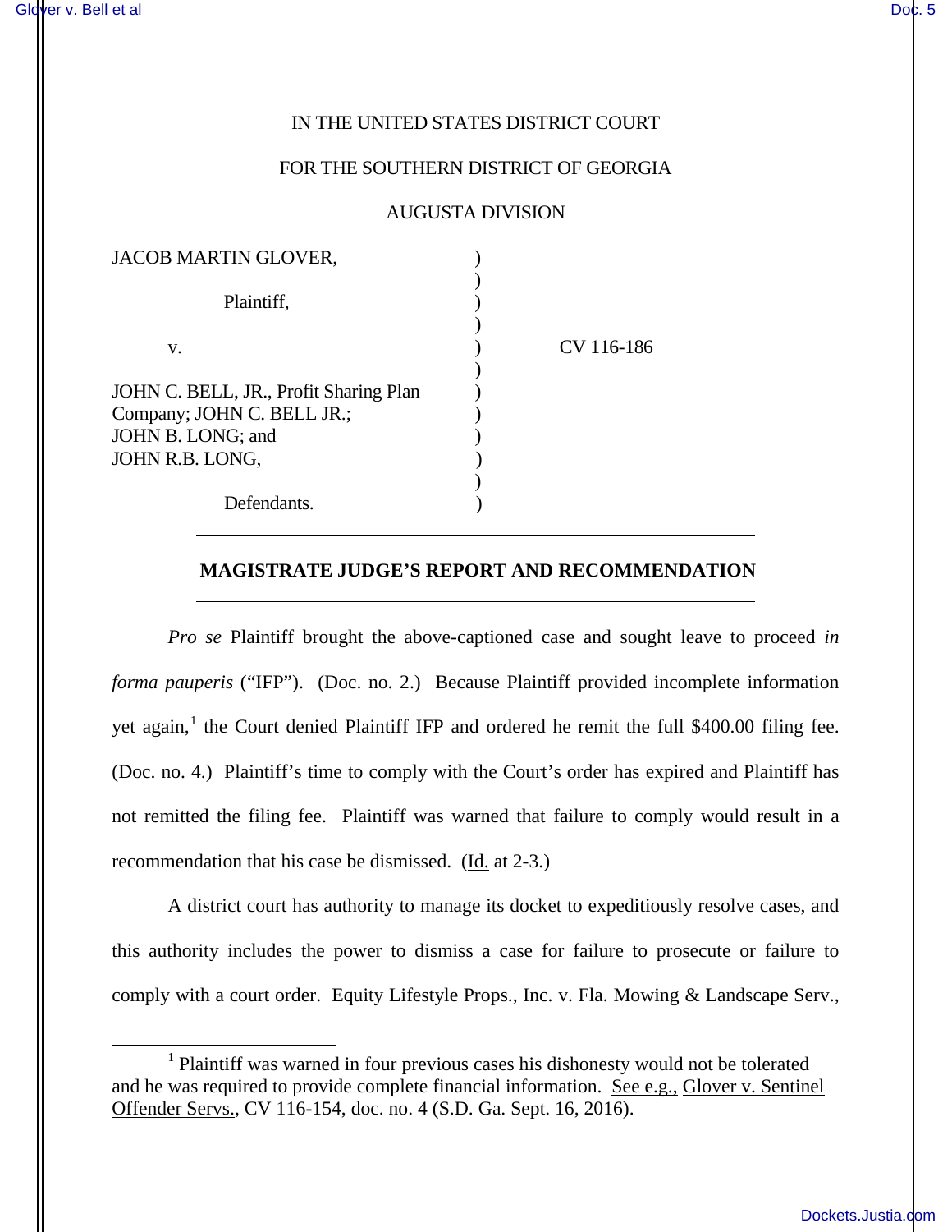IN THE UNITED STATES DISTRICT COURT

FOR THE SOUTHERN DISTRICT OF GEORGIA

AUGUSTA DIVISION

JACOB MARTIN GLOVER,

Plaintiff,

v.

JOHN C. BELL, JR., Profit Sharing Plan Company; JOHN C. BELL JR.; JOHN B. LONG; and JOHN R.B. LONG,

Defendants.

CV 116-186

---

**MAGISTRATE JUDGE'S REPORT AND RECOMMENDATION**

---

*Pro se* Plaintiff brought the above-captioned case and sought leave to proceed *in forma pauperis* ("IFP"). (Doc. no. 2.) Because Plaintiff provided incomplete information yet again,[1] the Court denied Plaintiff IFP and ordered he remit the full $400.00 filing fee. (Doc. no. 4.) Plaintiff's time to comply with the Court's order has expired and Plaintiff has not remitted the filing fee. Plaintiff was warned that failure to comply would result in a recommendation that his case be dismissed. (Id. at 2-3.)

A district court has authority to manage its docket to expeditiously resolve cases, and this authority includes the power to dismiss a case for failure to prosecute or failure to comply with a court order. Equity Lifestyle Props., Inc. v. Fla. Mowing & Landscape Serv.,

[1] Plaintiff was warned in four previous cases his dishonesty would not be tolerated and he was required to provide complete financial information. See e.g., Glover v. Sentinel Offender Servs., CV 116-154, doc. no. 4 (S.D. Ga. Sept. 16, 2016).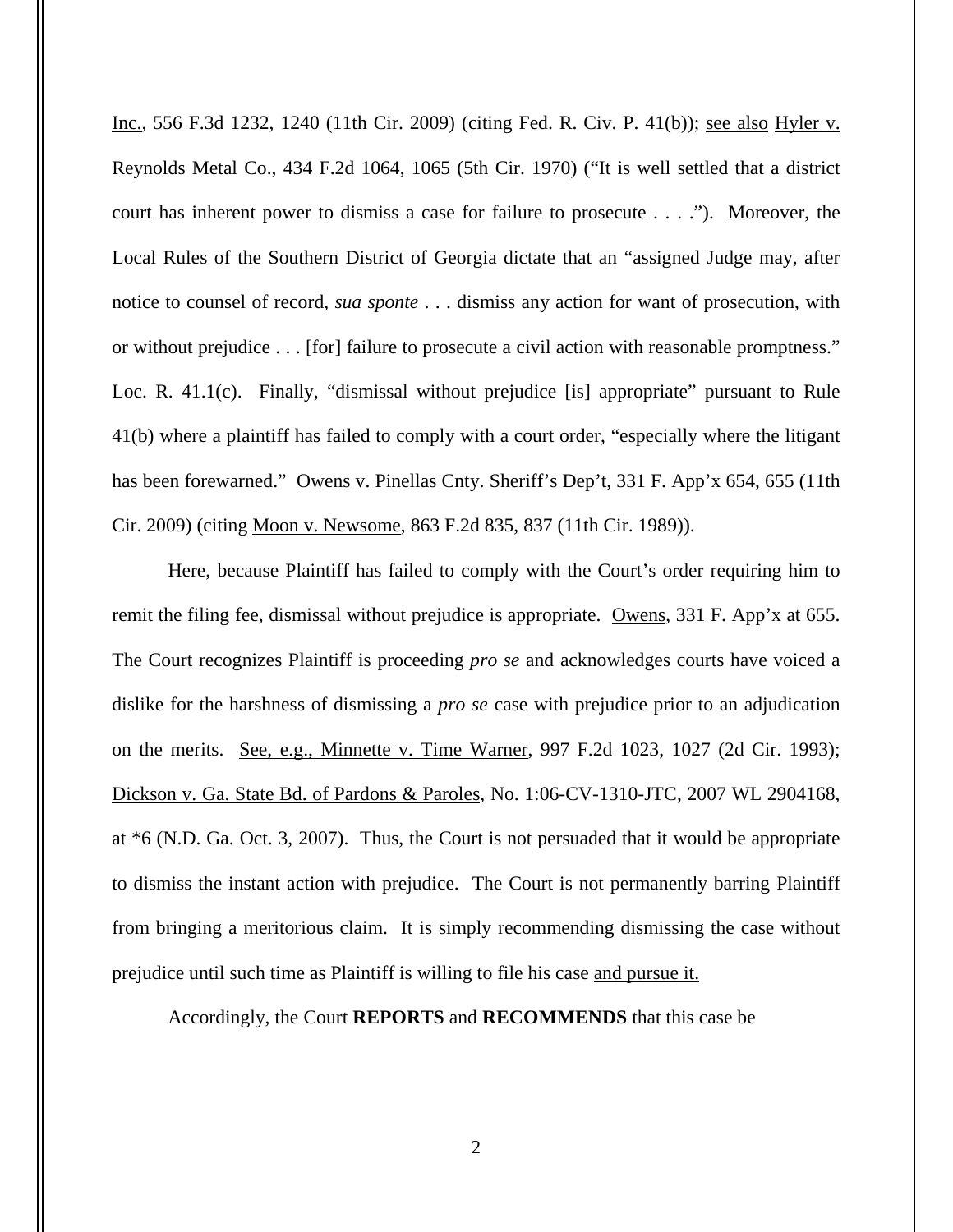Inc., 556 F.3d 1232, 1240 (11th Cir. 2009) (citing Fed. R. Civ. P. 41(b)); see also Hyler v. Reynolds Metal Co., 434 F.2d 1064, 1065 (5th Cir. 1970) ("It is well settled that a district court has inherent power to dismiss a case for failure to prosecute . . . ."). Moreover, the Local Rules of the Southern District of Georgia dictate that an "assigned Judge may, after notice to counsel of record, *sua sponte* . . . dismiss any action for want of prosecution, with or without prejudice . . . [for] failure to prosecute a civil action with reasonable promptness." Loc. R. 41.1(c). Finally, "dismissal without prejudice [is] appropriate" pursuant to Rule 41(b) where a plaintiff has failed to comply with a court order, "especially where the litigant has been forewarned." Owens v. Pinellas Cnty. Sheriff's Dep't, 331 F. App'x 654, 655 (11th Cir. 2009) (citing Moon v. Newsome, 863 F.2d 835, 837 (11th Cir. 1989)).

Here, because Plaintiff has failed to comply with the Court's order requiring him to remit the filing fee, dismissal without prejudice is appropriate. Owens, 331 F. App'x at 655. The Court recognizes Plaintiff is proceeding *pro se* and acknowledges courts have voiced a dislike for the harshness of dismissing a *pro se* case with prejudice prior to an adjudication on the merits. See, e.g., Minnette v. Time Warner, 997 F.2d 1023, 1027 (2d Cir. 1993); Dickson v. Ga. State Bd. of Pardons & Paroles, No. 1:06-CV-1310-JTC, 2007 WL 2904168, at *6 (N.D. Ga. Oct. 3, 2007). Thus, the Court is not persuaded that it would be appropriate to dismiss the instant action with prejudice. The Court is not permanently barring Plaintiff from bringing a meritorious claim. It is simply recommending dismissing the case without prejudice until such time as Plaintiff is willing to file his case and pursue it.

Accordingly, the Court **REPORTS** and **RECOMMENDS** that this case be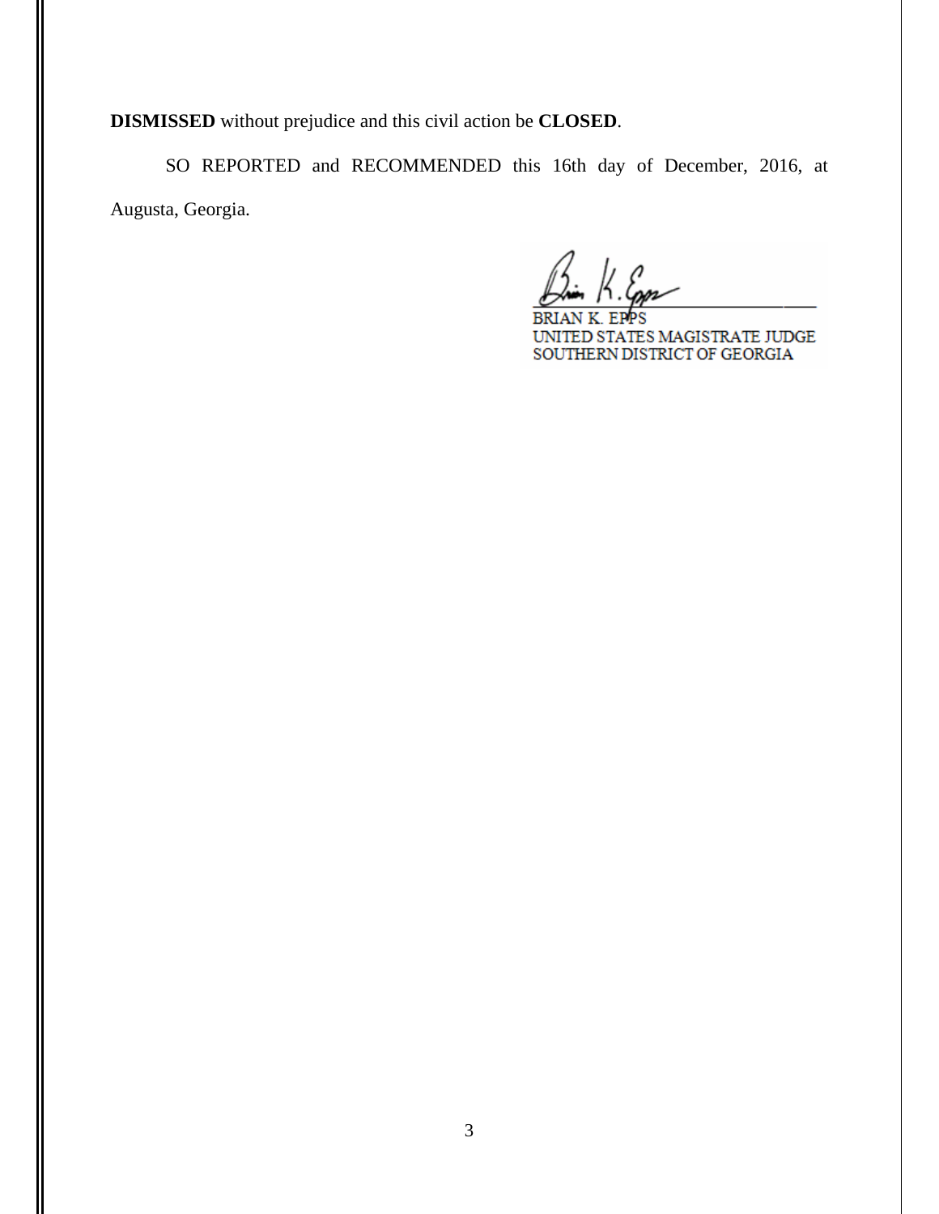**DISMISSED** without prejudice and this civil action be **CLOSED**.

SO REPORTED and RECOMMENDED this 16th day of December, 2016, at Augusta, Georgia.

BRIAN K. EPPS
UNITED STATES MAGISTRATE JUDGE
SOUTHERN DISTRICT OF GEORGIA